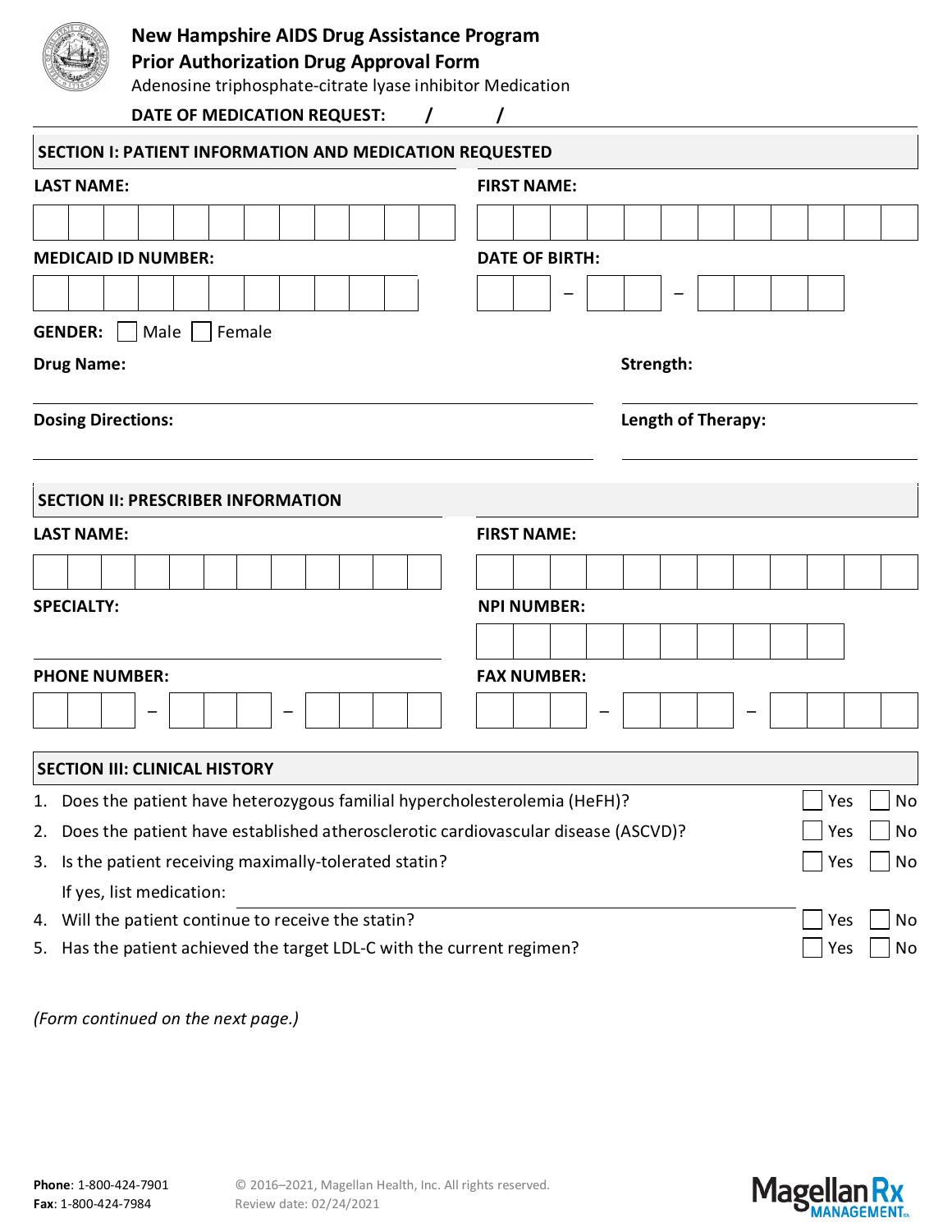# New Hampshire AIDS Drug Assistance Program
## Prior Authorization Drug Approval Form

Adenosine triphosphate-citrate lyase inhibitor Medication

**DATE OF MEDICATION REQUEST:** ___ / ___ / ___

## SECTION I: PATIENT INFORMATION AND MEDICATION REQUESTED

**LAST NAME:** ____________________ **FIRST NAME:** ____________________

**MEDICAID ID NUMBER:** ____________________ **DATE OF BIRTH:** ___ – ___ – ____

**GENDER:** ☐ Male ☐ Female

**Drug Name:** ____________________ **Strength:** ____________________

**Dosing Directions:** ____________________ **Length of Therapy:** ____________________

## SECTION II: PRESCRIBER INFORMATION

**LAST NAME:** ____________________ **FIRST NAME:** ____________________

**SPECIALTY:** ____________________ **NPI NUMBER:** ____________________

**PHONE NUMBER:** ___ – ___ – ____ **FAX NUMBER:** ___ – ___ – ____

## SECTION III: CLINICAL HISTORY

1. Does the patient have heterozygous familial hypercholesterolemia (HeFH)? ☐ Yes ☐ No
2. Does the patient have established atherosclerotic cardiovascular disease (ASCVD)? ☐ Yes ☐ No
3. Is the patient receiving maximally-tolerated statin? ☐ Yes ☐ No

   If yes, list medication: ____________________
4. Will the patient continue to receive the statin? ☐ Yes ☐ No
5. Has the patient achieved the target LDL-C with the current regimen? ☐ Yes ☐ No

*(Form continued on the next page.)*

**Phone**: 1-800-424-7901
**Fax**: 1-800-424-7984

© 2016–2021, Magellan Health, Inc. All rights reserved.
Review date: 02/24/2021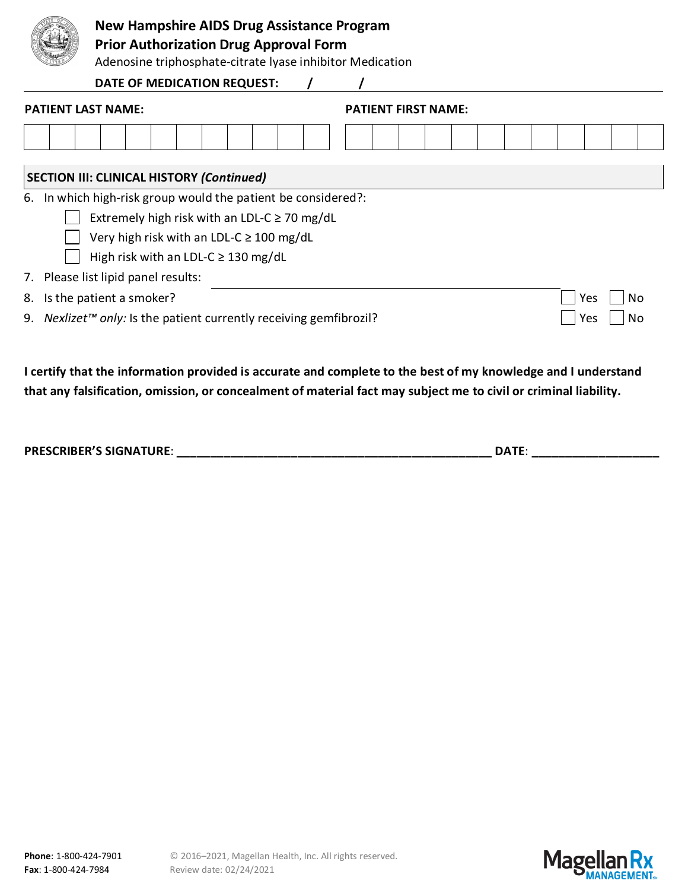# New Hampshire AIDS Drug Assistance Program
## Prior Authorization Drug Approval Form

Adenosine triphosphate-citrate lyase inhibitor Medication

**DATE OF MEDICATION REQUEST:** / /

**PATIENT LAST NAME:** **PATIENT FIRST NAME:**

| | | | | | | | | | | | | | | | | | | | | | | |
|---|---|---|---|---|---|---|---|---|---|---|---|---|---|---|---|---|---|---|---|---|---|---|
| | | | | | | | | | | | | | | | | | | | | | | |

### SECTION III: CLINICAL HISTORY *(Continued)*

6. In which high-risk group would the patient be considered?:
   - ☐ Extremely high risk with an LDL-C ≥ 70 mg/dL
   - ☐ Very high risk with an LDL-C ≥ 100 mg/dL
   - ☐ High risk with an LDL-C ≥ 130 mg/dL
7. Please list lipid panel results: ______________________________
8. Is the patient a smoker? ☐ Yes ☐ No
9. *Nexlizet™ only:* Is the patient currently receiving gemfibrozil? ☐ Yes ☐ No

**I certify that the information provided is accurate and complete to the best of my knowledge and I understand that any falsification, omission, or concealment of material fact may subject me to civil or criminal liability.**

**PRESCRIBER'S SIGNATURE**: ______________________________ **DATE**: ________________

**Phone**: 1-800-424-7901
**Fax**: 1-800-424-7984

© 2016–2021, Magellan Health, Inc. All rights reserved.
Review date: 02/24/2021

Magellan Rx MANAGEMENT